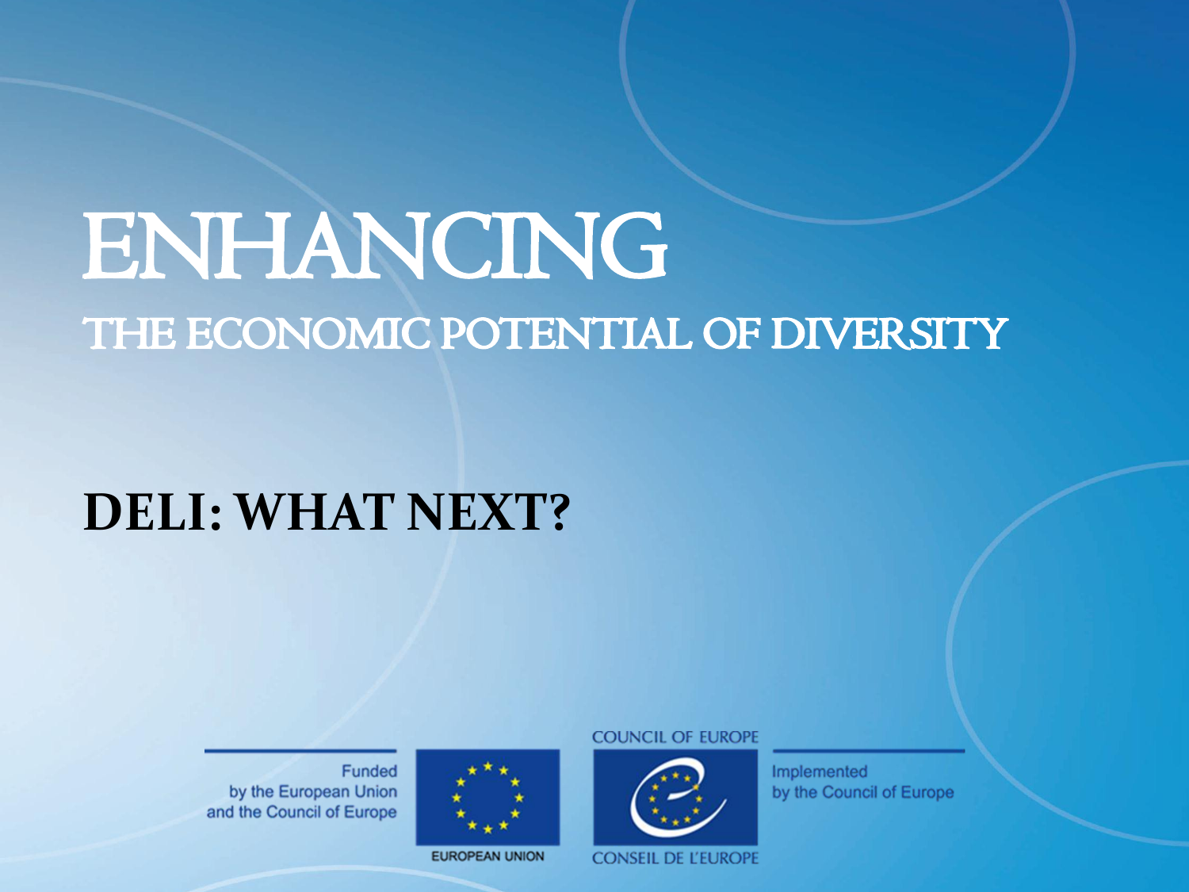# ENHANCING

## THE ECONOMIC POTENTIAL OF DIVERSITY

## DELI: WHAT NEXT?

Funded by the European Union and the Council of Europe

EUROPEAN UNION

COUNCIL OF EUROPE

CONSEIL DE L'EUROPE

Implemented by the Council of Europe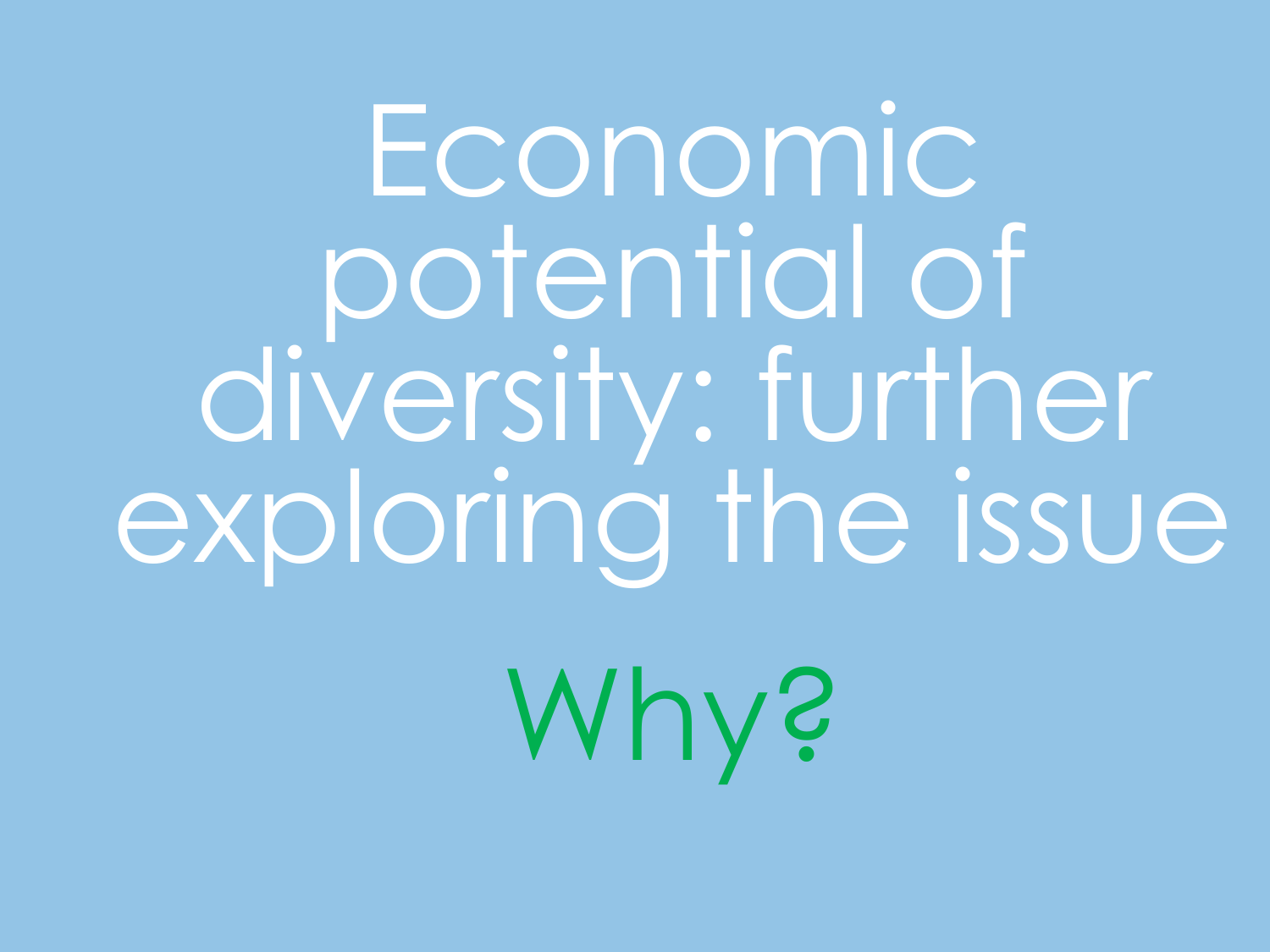# Economic potential of diversity: further exploring the issue

## Why?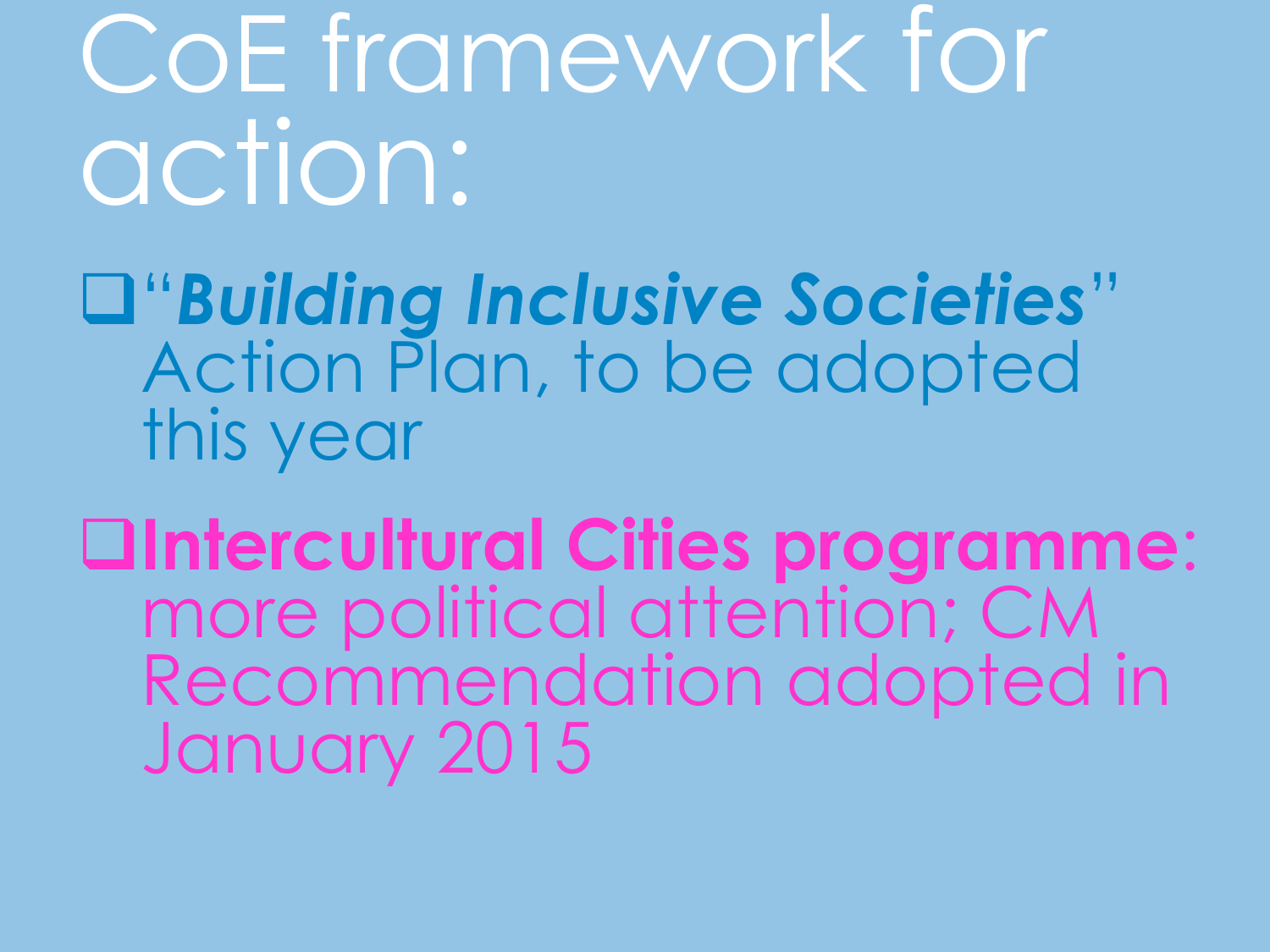# CoE framework for action:

- "***Building Inclusive Societies***" Action Plan, to be adopted this year
- **Intercultural Cities programme**: more political attention; CM Recommendation adopted in January 2015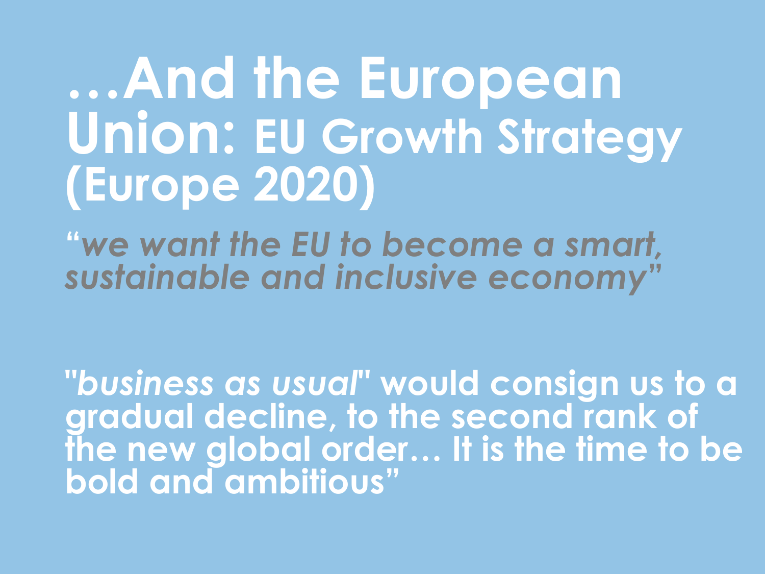# …And the European Union: EU Growth Strategy (Europe 2020)

***"we want the EU to become a smart, sustainable and inclusive economy"***

**"*business as usual*" would consign us to a gradual decline, to the second rank of the new global order… It is the time to be bold and ambitious"**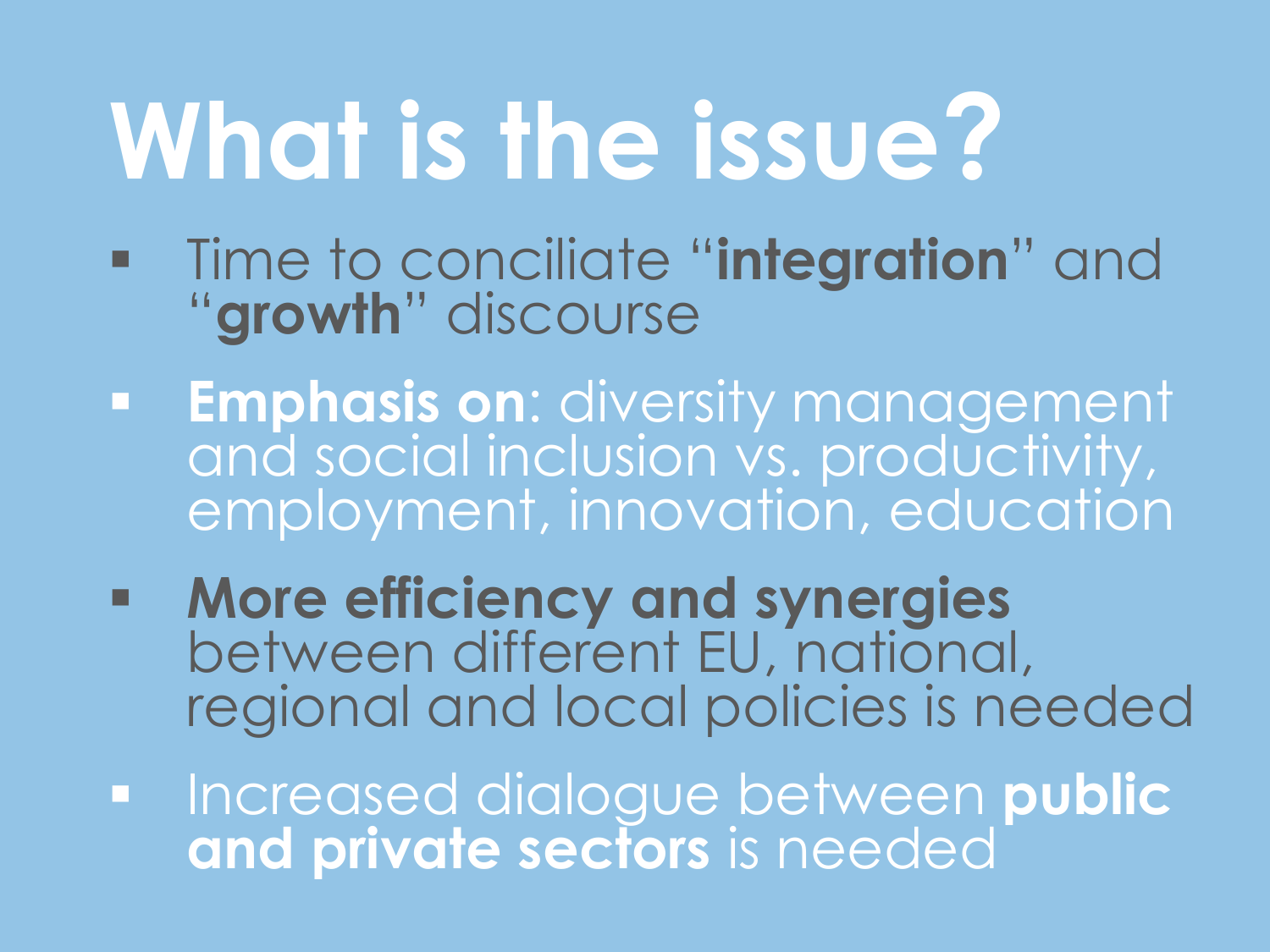# What is the issue?

- Time to conciliate "**integration**" and "**growth**" discourse
- **Emphasis on**: diversity management and social inclusion vs. productivity, employment, innovation, education
- **More efficiency and synergies** between different EU, national, regional and local policies is needed
- Increased dialogue between **public and private sectors** is needed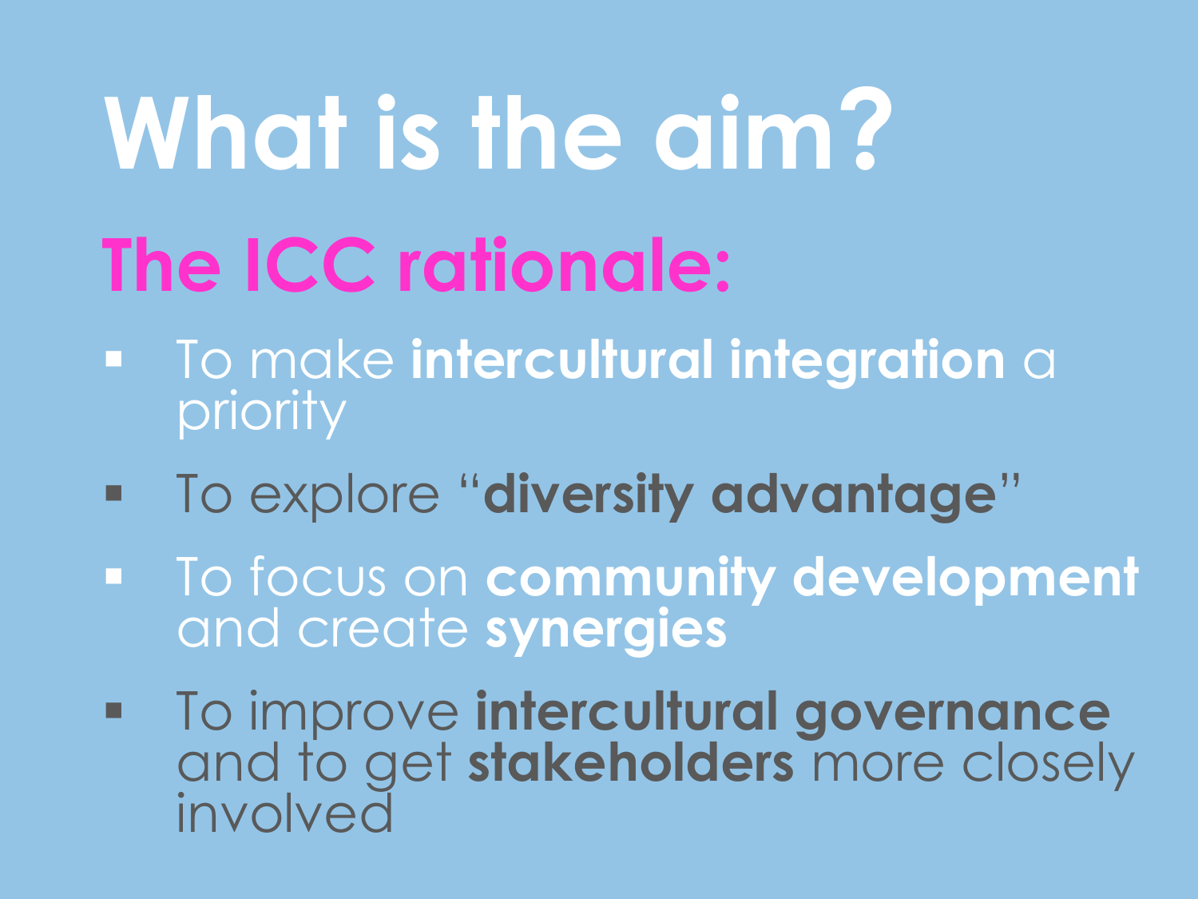# What is the aim?

## The ICC rationale:

- To make **intercultural integration** a priority
- To explore "**diversity advantage**"
- To focus on **community development** and create **synergies**
- To improve **intercultural governance** and to get **stakeholders** more closely involved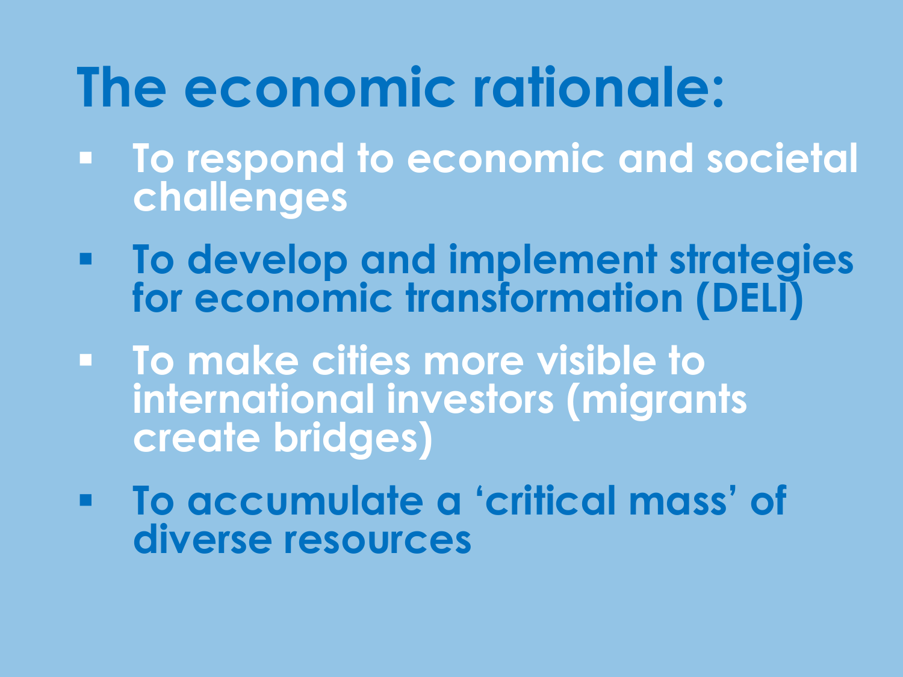# The economic rationale:

- To respond to economic and societal challenges
- To develop and implement strategies for economic transformation (DELI)
- To make cities more visible to international investors (migrants create bridges)
- To accumulate a 'critical mass' of diverse resources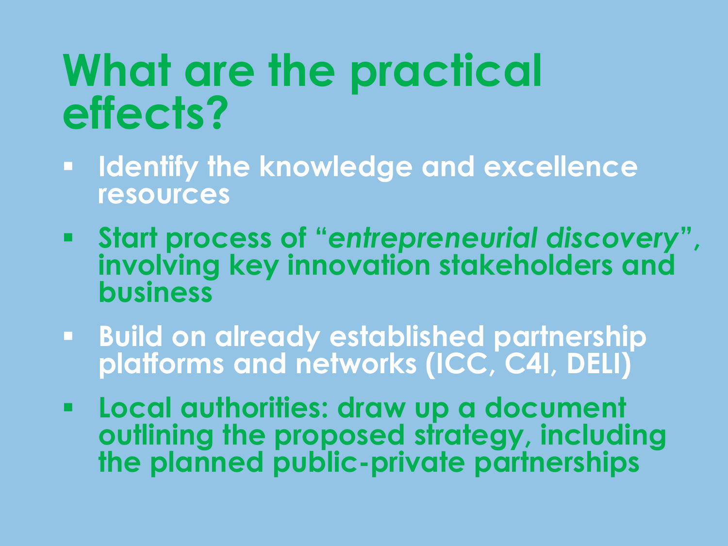# What are the practical effects?

- **Identify the knowledge and excellence resources**
- **Start process of "*entrepreneurial discovery*", involving key innovation stakeholders and business**
- **Build on already established partnership platforms and networks (ICC, C4I, DELI)**
- **Local authorities: draw up a document outlining the proposed strategy, including the planned public-private partnerships**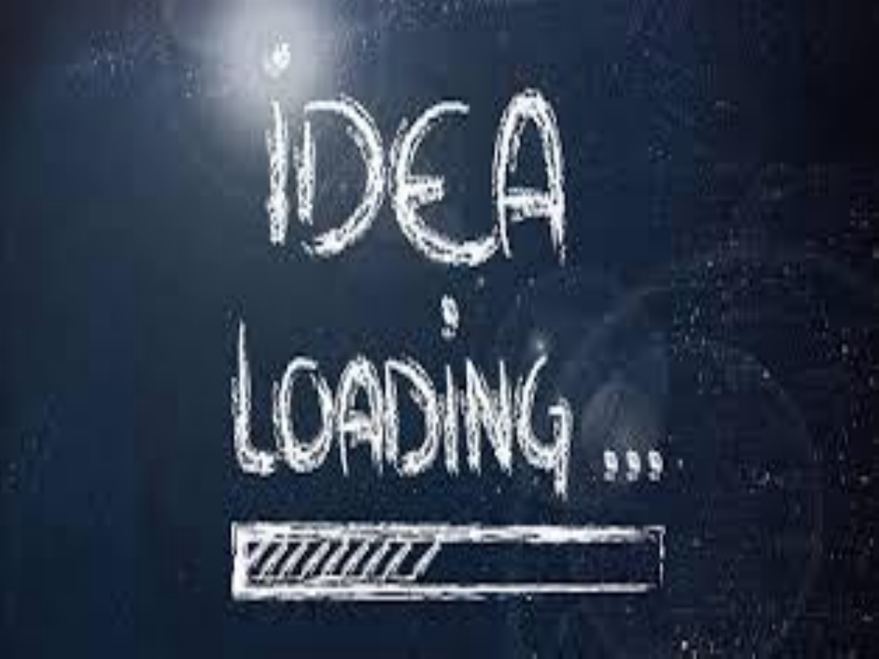IDEA

LOADING ...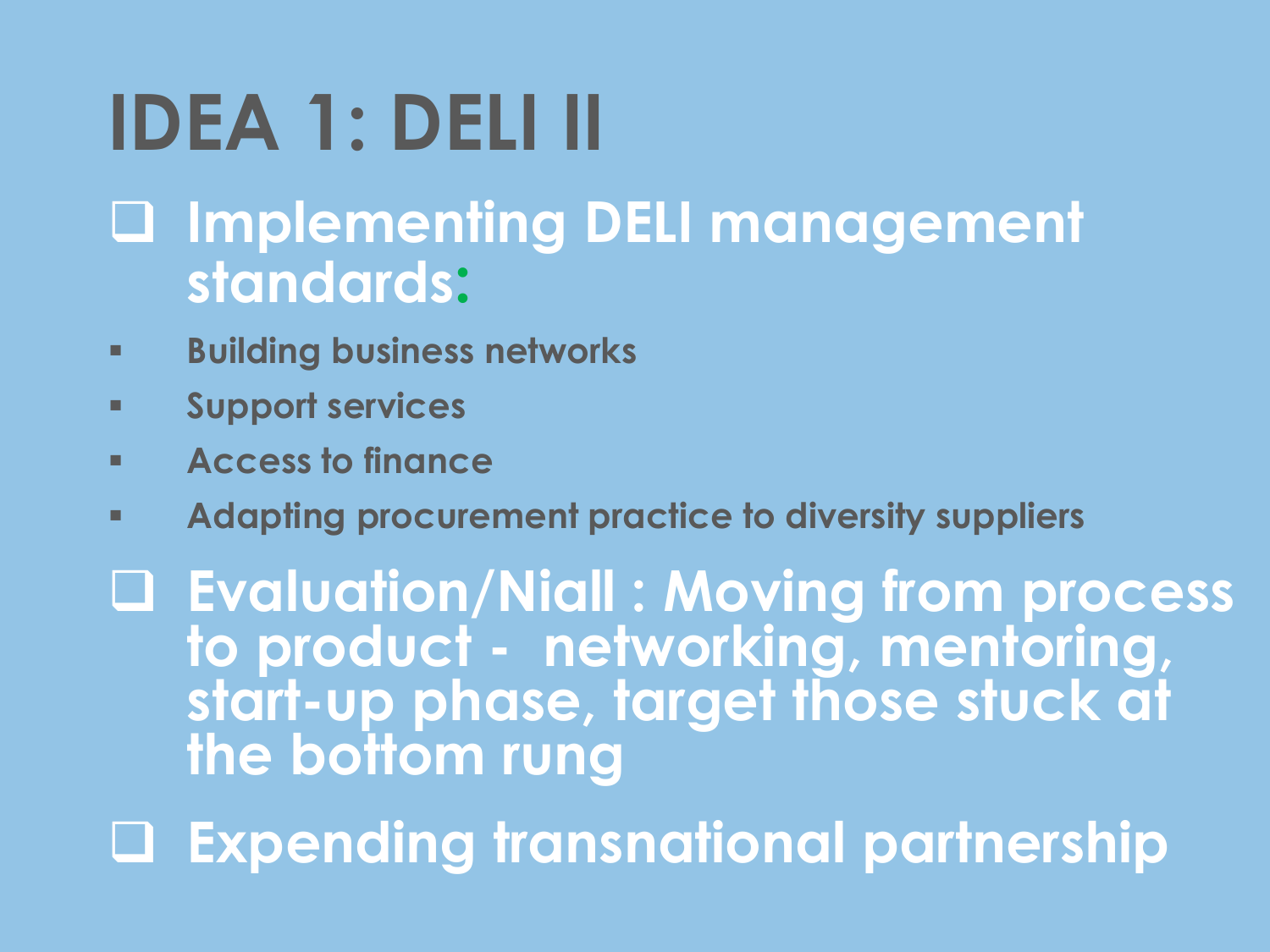# IDEA 1: DELI II

- Implementing DELI management standards:
  - Building business networks
  - Support services
  - Access to finance
  - Adapting procurement practice to diversity suppliers
- Evaluation/Niall : Moving from process to product - networking, mentoring, start-up phase, target those stuck at the bottom rung
- Expending transnational partnership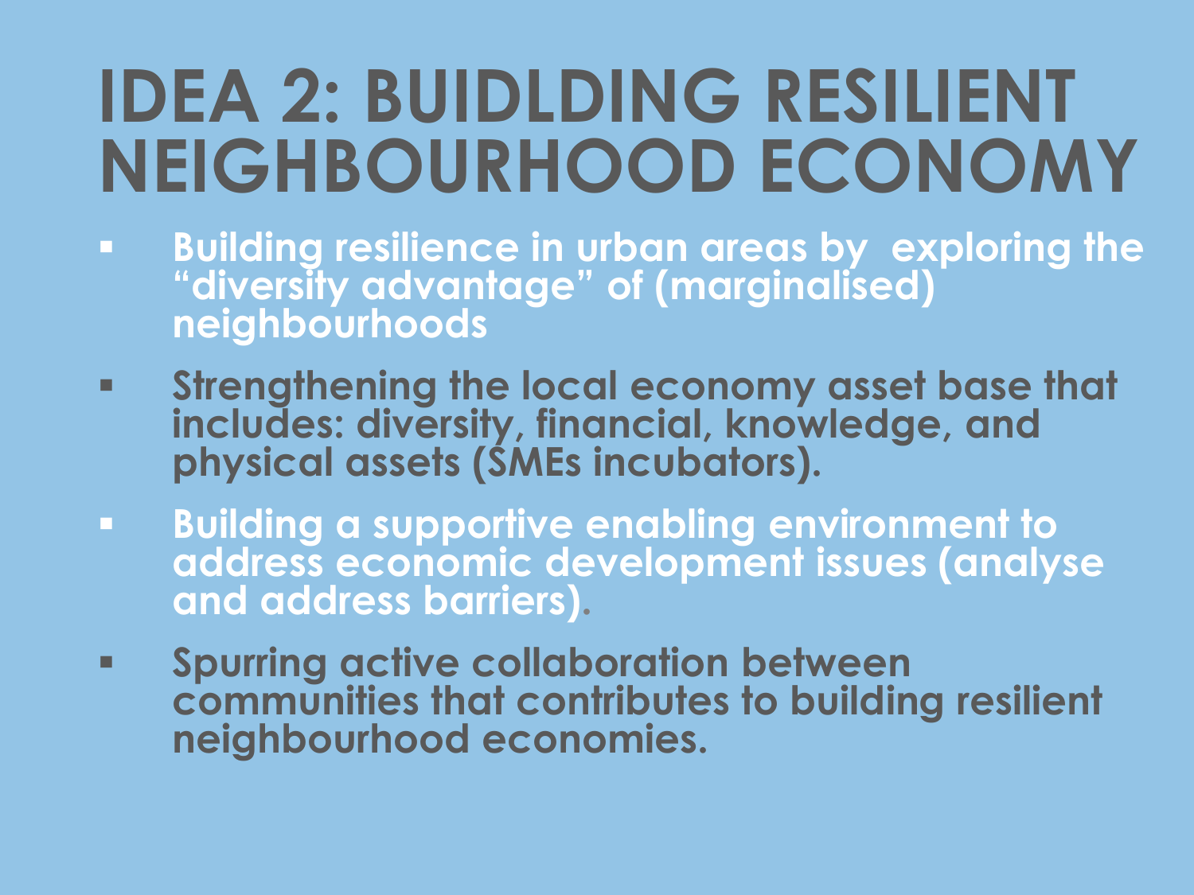# IDEA 2: BUIDLDING RESILIENT NEIGHBOURHOOD ECONOMY

- **Building resilience in urban areas by exploring the "diversity advantage" of (marginalised) neighbourhoods**
- **Strengthening the local economy asset base that includes: diversity, financial, knowledge, and physical assets (SMEs incubators).**
- **Building a supportive enabling environment to address economic development issues (analyse and address barriers).**
- **Spurring active collaboration between communities that contributes to building resilient neighbourhood economies.**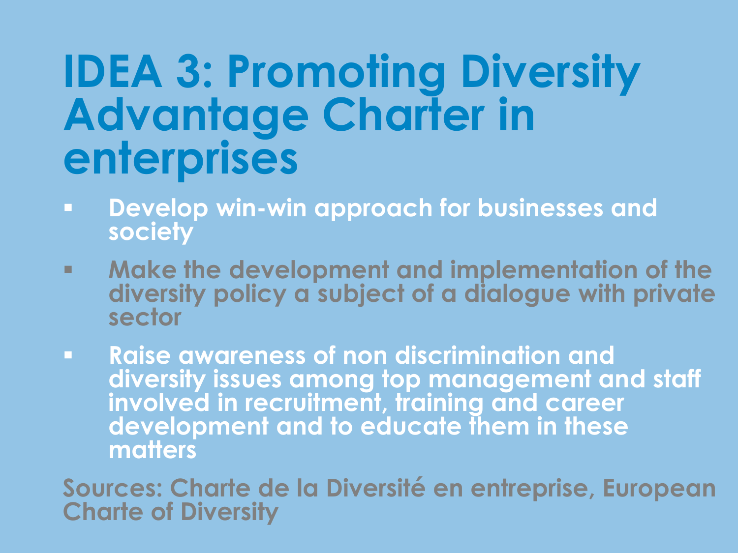# IDEA 3: Promoting Diversity Advantage Charter in enterprises

- **Develop win-win approach for businesses and society**
- **Make the development and implementation of the diversity policy a subject of a dialogue with private sector**
- **Raise awareness of non discrimination and diversity issues among top management and staff involved in recruitment, training and career development and to educate them in these matters**

**Sources: Charte de la Diversité en entreprise, European Charte of Diversity**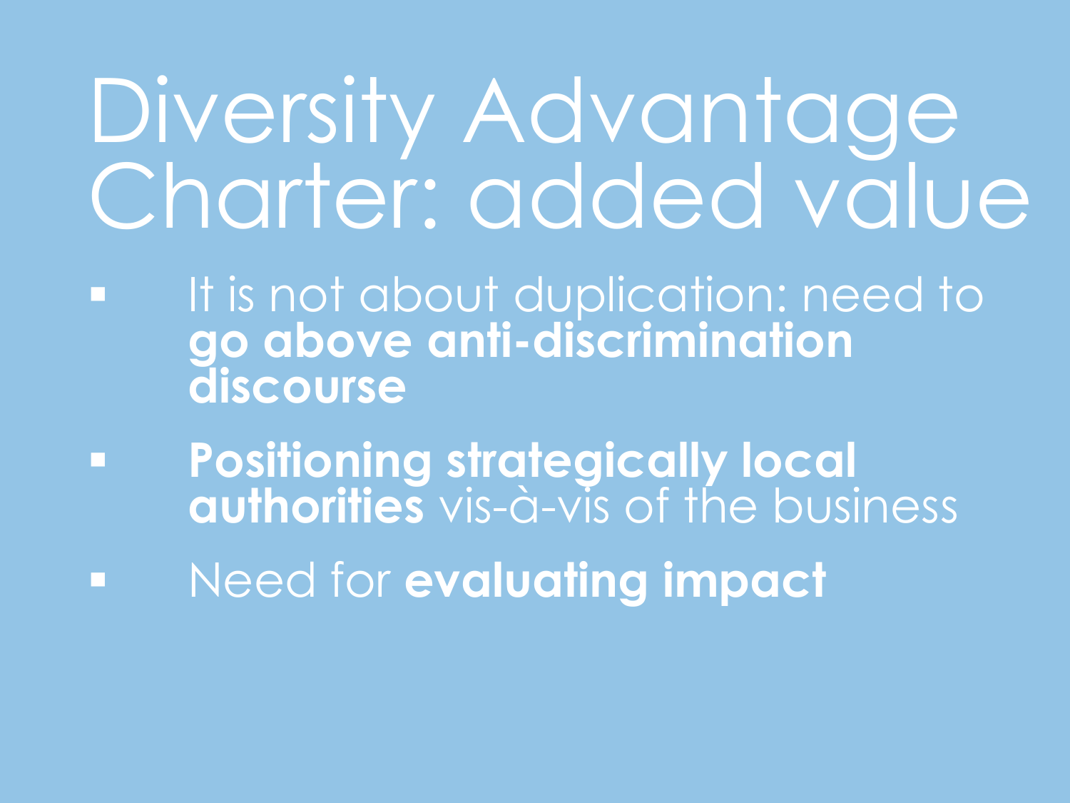# Diversity Advantage Charter: added value

- It is not about duplication: need to **go above anti-discrimination discourse**
- **Positioning strategically local authorities** vis-à-vis of the business
- Need for **evaluating impact**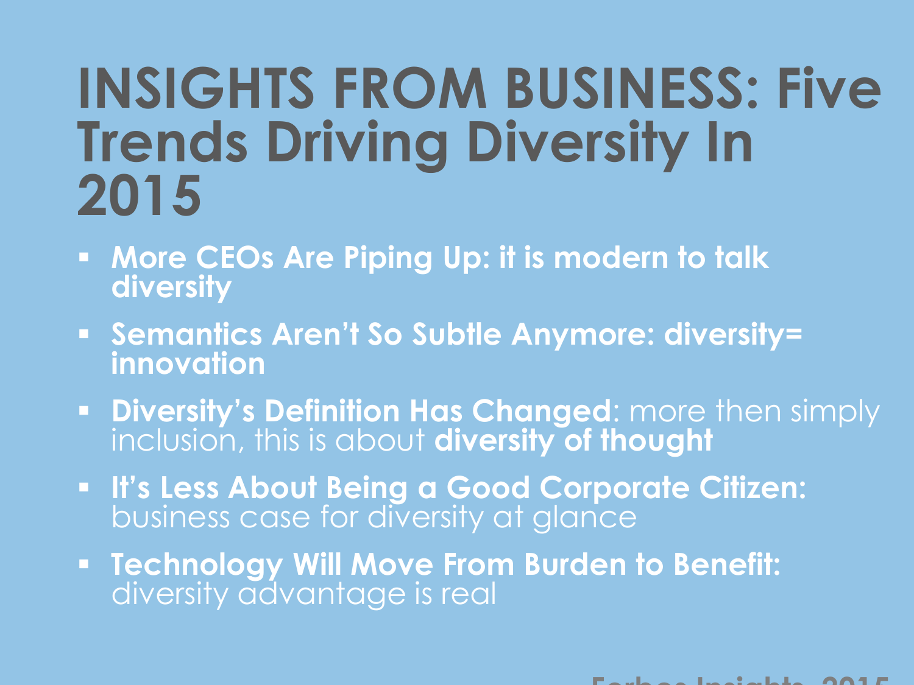# INSIGHTS FROM BUSINESS: Five Trends Driving Diversity In 2015

- **More CEOs Are Piping Up: it is modern to talk diversity**
- **Semantics Aren't So Subtle Anymore: diversity= innovation**
- **Diversity's Definition Has Changed**: more then simply inclusion, this is about **diversity of thought**
- **It's Less About Being a Good Corporate Citizen:** business case for diversity at glance
- **Technology Will Move From Burden to Benefit:** diversity advantage is real

Forbes Insights, 2015